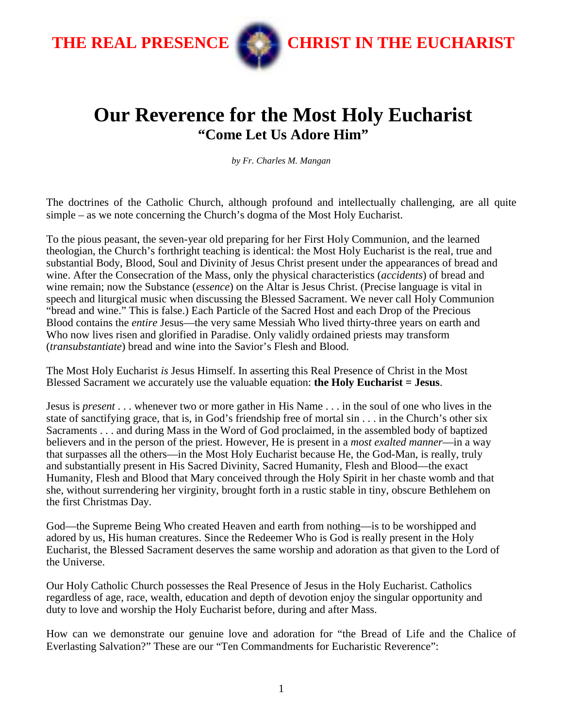THE REAL PRESENCE CHRIST IN THE EUCHARIST

# Our Reverence for the Most Holy Eucharist

## "Come Let Us Adore Him"

*by Fr. Charles M. Mangan*

The doctrines of the Catholic Church, although profound and intellectually challenging, are all quite simple – as we note concerning the Church's dogma of the Most Holy Eucharist.

To the pious peasant, the seven-year old preparing for her First Holy Communion, and the learned theologian, the Church's forthright teaching is identical: the Most Holy Eucharist is the real, true and substantial Body, Blood, Soul and Divinity of Jesus Christ present under the appearances of bread and wine. After the Consecration of the Mass, only the physical characteristics (*accidents*) of bread and wine remain; now the Substance (*essence*) on the Altar is Jesus Christ. (Precise language is vital in speech and liturgical music when discussing the Blessed Sacrament. We never call Holy Communion "bread and wine." This is false.) Each Particle of the Sacred Host and each Drop of the Precious Blood contains the *entire* Jesus—the very same Messiah Who lived thirty-three years on earth and Who now lives risen and glorified in Paradise. Only validly ordained priests may transform (*transubstantiate*) bread and wine into the Savior's Flesh and Blood.

The Most Holy Eucharist *is* Jesus Himself. In asserting this Real Presence of Christ in the Most Blessed Sacrament we accurately use the valuable equation: **the Holy Eucharist = Jesus**.

Jesus is *present* . . . whenever two or more gather in His Name . . . in the soul of one who lives in the state of sanctifying grace, that is, in God's friendship free of mortal sin . . . in the Church's other six Sacraments . . . and during Mass in the Word of God proclaimed, in the assembled body of baptized believers and in the person of the priest. However, He is present in a *most exalted manner*—in a way that surpasses all the others—in the Most Holy Eucharist because He, the God-Man, is really, truly and substantially present in His Sacred Divinity, Sacred Humanity, Flesh and Blood—the exact Humanity, Flesh and Blood that Mary conceived through the Holy Spirit in her chaste womb and that she, without surrendering her virginity, brought forth in a rustic stable in tiny, obscure Bethlehem on the first Christmas Day.

God—the Supreme Being Who created Heaven and earth from nothing—is to be worshipped and adored by us, His human creatures. Since the Redeemer Who is God is really present in the Holy Eucharist, the Blessed Sacrament deserves the same worship and adoration as that given to the Lord of the Universe.

Our Holy Catholic Church possesses the Real Presence of Jesus in the Holy Eucharist. Catholics regardless of age, race, wealth, education and depth of devotion enjoy the singular opportunity and duty to love and worship the Holy Eucharist before, during and after Mass.

How can we demonstrate our genuine love and adoration for "the Bread of Life and the Chalice of Everlasting Salvation?" These are our "Ten Commandments for Eucharistic Reverence":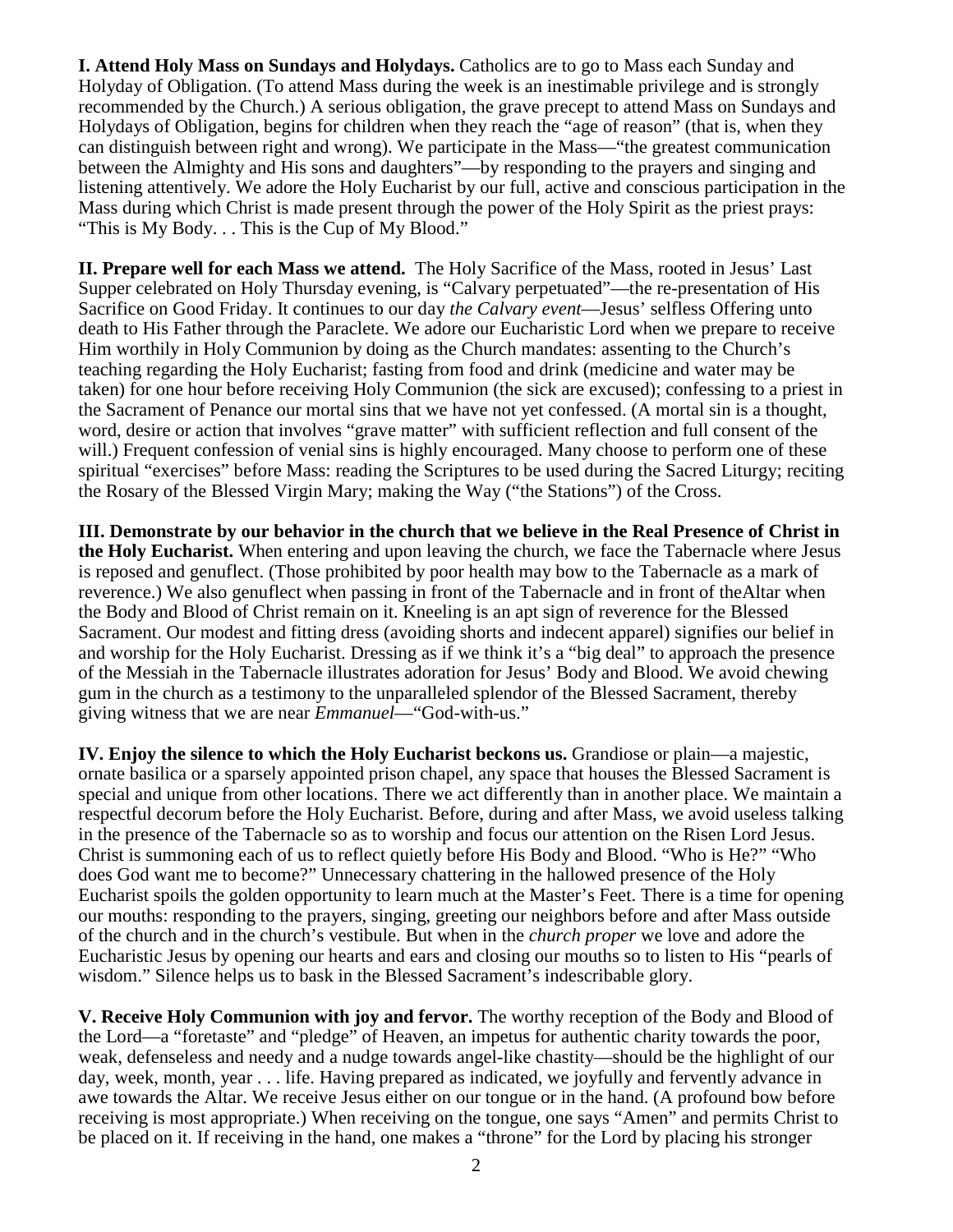**I. Attend Holy Mass on Sundays and Holydays.** Catholics are to go to Mass each Sunday and Holyday of Obligation. (To attend Mass during the week is an inestimable privilege and is strongly recommended by the Church.) A serious obligation, the grave precept to attend Mass on Sundays and Holydays of Obligation, begins for children when they reach the "age of reason" (that is, when they can distinguish between right and wrong). We participate in the Mass—"the greatest communication between the Almighty and His sons and daughters"—by responding to the prayers and singing and listening attentively. We adore the Holy Eucharist by our full, active and conscious participation in the Mass during which Christ is made present through the power of the Holy Spirit as the priest prays: "This is My Body. . . This is the Cup of My Blood."

**II. Prepare well for each Mass we attend.** The Holy Sacrifice of the Mass, rooted in Jesus' Last Supper celebrated on Holy Thursday evening, is "Calvary perpetuated"—the re-presentation of His Sacrifice on Good Friday. It continues to our day *the Calvary event*—Jesus' selfless Offering unto death to His Father through the Paraclete. We adore our Eucharistic Lord when we prepare to receive Him worthily in Holy Communion by doing as the Church mandates: assenting to the Church's teaching regarding the Holy Eucharist; fasting from food and drink (medicine and water may be taken) for one hour before receiving Holy Communion (the sick are excused); confessing to a priest in the Sacrament of Penance our mortal sins that we have not yet confessed. (A mortal sin is a thought, word, desire or action that involves "grave matter" with sufficient reflection and full consent of the will.) Frequent confession of venial sins is highly encouraged. Many choose to perform one of these spiritual "exercises" before Mass: reading the Scriptures to be used during the Sacred Liturgy; reciting the Rosary of the Blessed Virgin Mary; making the Way ("the Stations") of the Cross.

**III. Demonstrate by our behavior in the church that we believe in the Real Presence of Christ in the Holy Eucharist.** When entering and upon leaving the church, we face the Tabernacle where Jesus is reposed and genuflect. (Those prohibited by poor health may bow to the Tabernacle as a mark of reverence.) We also genuflect when passing in front of the Tabernacle and in front of theAltar when the Body and Blood of Christ remain on it. Kneeling is an apt sign of reverence for the Blessed Sacrament. Our modest and fitting dress (avoiding shorts and indecent apparel) signifies our belief in and worship for the Holy Eucharist. Dressing as if we think it's a "big deal" to approach the presence of the Messiah in the Tabernacle illustrates adoration for Jesus' Body and Blood. We avoid chewing gum in the church as a testimony to the unparalleled splendor of the Blessed Sacrament, thereby giving witness that we are near *Emmanuel*—"God-with-us."

**IV. Enjoy the silence to which the Holy Eucharist beckons us.** Grandiose or plain—a majestic, ornate basilica or a sparsely appointed prison chapel, any space that houses the Blessed Sacrament is special and unique from other locations. There we act differently than in another place. We maintain a respectful decorum before the Holy Eucharist. Before, during and after Mass, we avoid useless talking in the presence of the Tabernacle so as to worship and focus our attention on the Risen Lord Jesus. Christ is summoning each of us to reflect quietly before His Body and Blood. "Who is He?" "Who does God want me to become?" Unnecessary chattering in the hallowed presence of the Holy Eucharist spoils the golden opportunity to learn much at the Master's Feet. There is a time for opening our mouths: responding to the prayers, singing, greeting our neighbors before and after Mass outside of the church and in the church's vestibule. But when in the *church proper* we love and adore the Eucharistic Jesus by opening our hearts and ears and closing our mouths so to listen to His "pearls of wisdom." Silence helps us to bask in the Blessed Sacrament's indescribable glory.

**V. Receive Holy Communion with joy and fervor.** The worthy reception of the Body and Blood of the Lord—a "foretaste" and "pledge" of Heaven, an impetus for authentic charity towards the poor, weak, defenseless and needy and a nudge towards angel-like chastity—should be the highlight of our day, week, month, year . . . life. Having prepared as indicated, we joyfully and fervently advance in awe towards the Altar. We receive Jesus either on our tongue or in the hand. (A profound bow before receiving is most appropriate.) When receiving on the tongue, one says "Amen" and permits Christ to be placed on it. If receiving in the hand, one makes a "throne" for the Lord by placing his stronger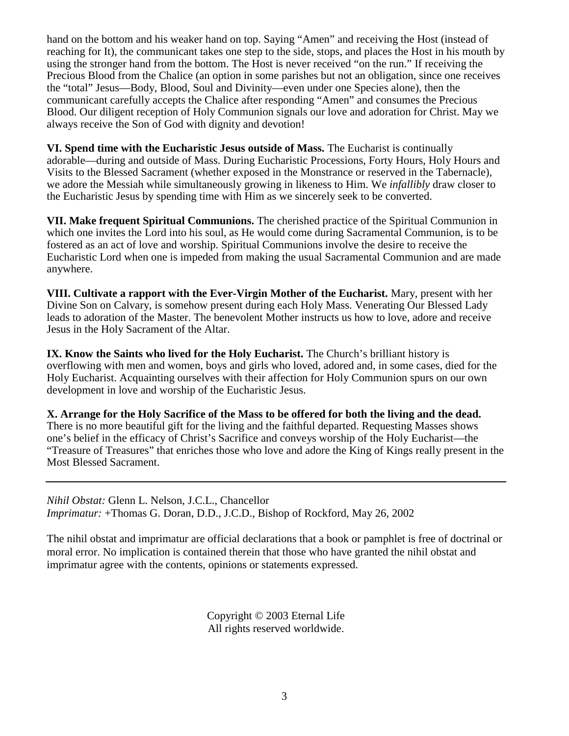hand on the bottom and his weaker hand on top. Saying "Amen" and receiving the Host (instead of reaching for It), the communicant takes one step to the side, stops, and places the Host in his mouth by using the stronger hand from the bottom. The Host is never received "on the run." If receiving the Precious Blood from the Chalice (an option in some parishes but not an obligation, since one receives the "total" Jesus—Body, Blood, Soul and Divinity—even under one Species alone), then the communicant carefully accepts the Chalice after responding "Amen" and consumes the Precious Blood. Our diligent reception of Holy Communion signals our love and adoration for Christ. May we always receive the Son of God with dignity and devotion!

**VI. Spend time with the Eucharistic Jesus outside of Mass.** The Eucharist is continually adorable—during and outside of Mass. During Eucharistic Processions, Forty Hours, Holy Hours and Visits to the Blessed Sacrament (whether exposed in the Monstrance or reserved in the Tabernacle), we adore the Messiah while simultaneously growing in likeness to Him. We *infallibly* draw closer to the Eucharistic Jesus by spending time with Him as we sincerely seek to be converted.

**VII. Make frequent Spiritual Communions.** The cherished practice of the Spiritual Communion in which one invites the Lord into his soul, as He would come during Sacramental Communion, is to be fostered as an act of love and worship. Spiritual Communions involve the desire to receive the Eucharistic Lord when one is impeded from making the usual Sacramental Communion and are made anywhere.

**VIII. Cultivate a rapport with the Ever-Virgin Mother of the Eucharist.** Mary, present with her Divine Son on Calvary, is somehow present during each Holy Mass. Venerating Our Blessed Lady leads to adoration of the Master. The benevolent Mother instructs us how to love, adore and receive Jesus in the Holy Sacrament of the Altar.

**IX. Know the Saints who lived for the Holy Eucharist.** The Church's brilliant history is overflowing with men and women, boys and girls who loved, adored and, in some cases, died for the Holy Eucharist. Acquainting ourselves with their affection for Holy Communion spurs on our own development in love and worship of the Eucharistic Jesus.

**X. Arrange for the Holy Sacrifice of the Mass to be offered for both the living and the dead.** There is no more beautiful gift for the living and the faithful departed. Requesting Masses shows one's belief in the efficacy of Christ's Sacrifice and conveys worship of the Holy Eucharist—the "Treasure of Treasures" that enriches those who love and adore the King of Kings really present in the Most Blessed Sacrament.

---

*Nihil Obstat:* Glenn L. Nelson, J.C.L., Chancellor
*Imprimatur:* +Thomas G. Doran, D.D., J.C.D., Bishop of Rockford, May 26, 2002

The nihil obstat and imprimatur are official declarations that a book or pamphlet is free of doctrinal or moral error. No implication is contained therein that those who have granted the nihil obstat and imprimatur agree with the contents, opinions or statements expressed.

Copyright © 2003 Eternal Life
All rights reserved worldwide.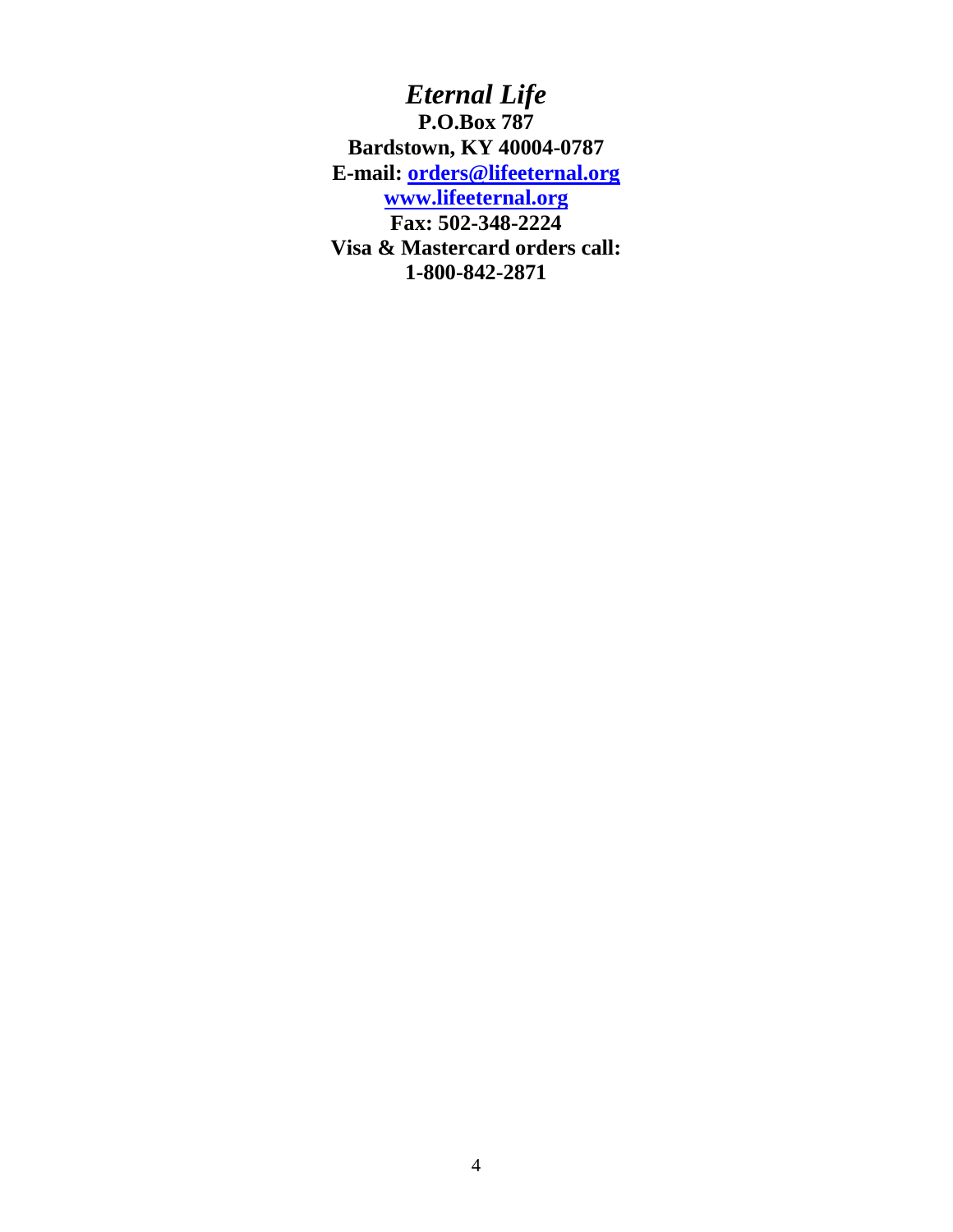***Eternal Life***

**P.O.Box 787**

**Bardstown, KY 40004-0787**

**E-mail: [orders@lifeeternal.org](mailto:orders@lifeeternal.org)**

**[www.lifeeternal.org](http://www.lifeeternal.org)**

**Fax: 502-348-2224**

**Visa & Mastercard orders call:**

**1-800-842-2871**